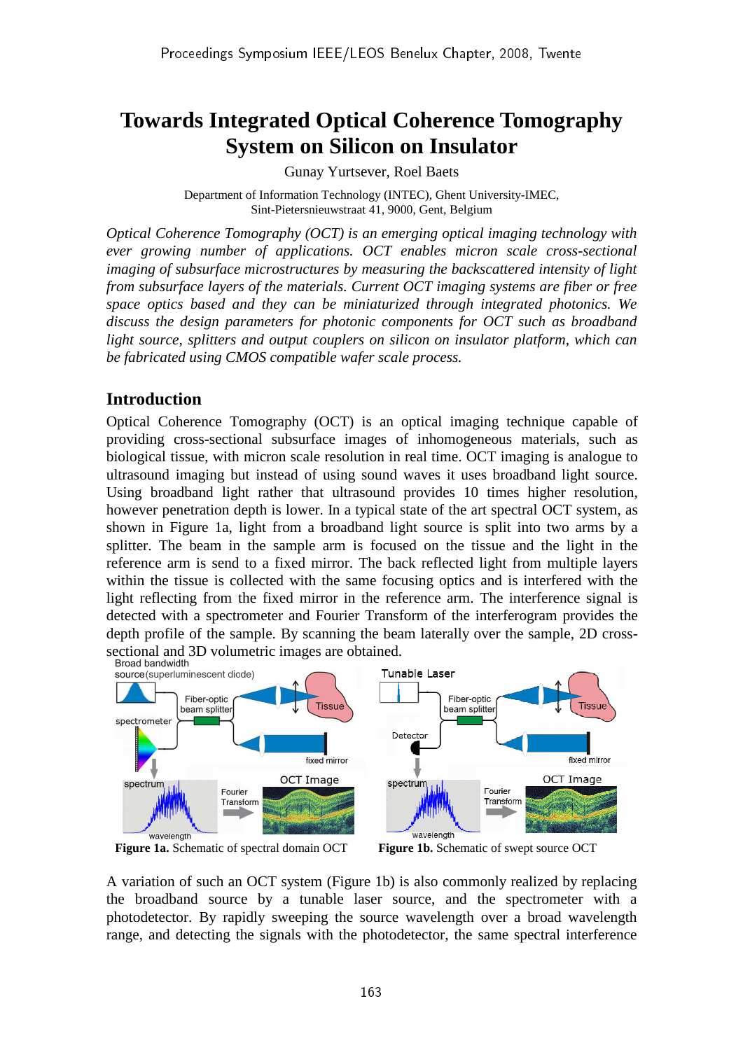# Towards Integrated Optical Coherence Tomography System on Silicon on Insulator

Gunay Yurtsever, Roel Baets

Department of Information Technology (INTEC), Ghent University-IMEC, Sint-Pietersnieuwstraat 41, 9000, Gent, Belgium

*Optical Coherence Tomography (OCT) is an emerging optical imaging technology with ever growing number of applications. OCT enables micron scale cross-sectional imaging of subsurface microstructures by measuring the backscattered intensity of light from subsurface layers of the materials. Current OCT imaging systems are fiber or free space optics based and they can be miniaturized through integrated photonics. We discuss the design parameters for photonic components for OCT such as broadband light source, splitters and output couplers on silicon on insulator platform, which can be fabricated using CMOS compatible wafer scale process.*

## Introduction

Optical Coherence Tomography (OCT) is an optical imaging technique capable of providing cross-sectional subsurface images of inhomogeneous materials, such as biological tissue, with micron scale resolution in real time. OCT imaging is analogue to ultrasound imaging but instead of using sound waves it uses broadband light source. Using broadband light rather that ultrasound provides 10 times higher resolution, however penetration depth is lower. In a typical state of the art spectral OCT system, as shown in Figure 1a, light from a broadband light source is split into two arms by a splitter. The beam in the sample arm is focused on the tissue and the light in the reference arm is send to a fixed mirror. The back reflected light from multiple layers within the tissue is collected with the same focusing optics and is interfered with the light reflecting from the fixed mirror in the reference arm. The interference signal is detected with a spectrometer and Fourier Transform of the interferogram provides the depth profile of the sample. By scanning the beam laterally over the sample, 2D cross-sectional and 3D volumetric images are obtained.

**Figure 1a.** Schematic of spectral domain OCT

**Figure 1b.** Schematic of swept source OCT

A variation of such an OCT system (Figure 1b) is also commonly realized by replacing the broadband source by a tunable laser source, and the spectrometer with a photodetector. By rapidly sweeping the source wavelength over a broad wavelength range, and detecting the signals with the photodetector, the same spectral interference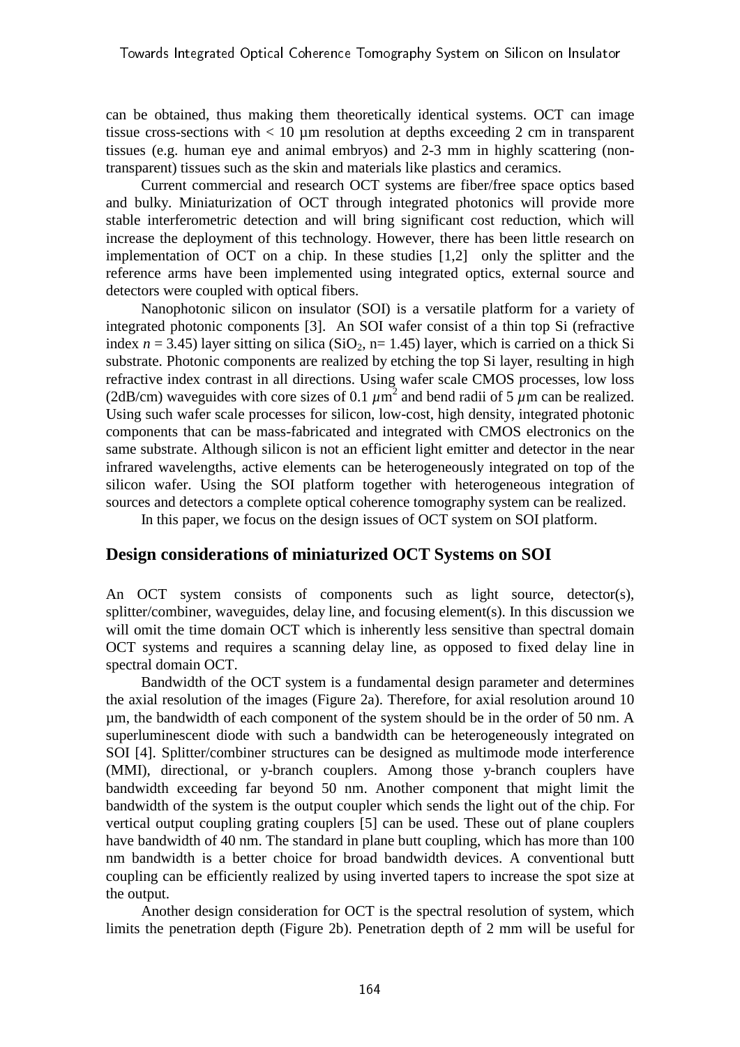can be obtained, thus making them theoretically identical systems. OCT can image tissue cross-sections with < 10 µm resolution at depths exceeding 2 cm in transparent tissues (e.g. human eye and animal embryos) and 2-3 mm in highly scattering (non-transparent) tissues such as the skin and materials like plastics and ceramics.

Current commercial and research OCT systems are fiber/free space optics based and bulky. Miniaturization of OCT through integrated photonics will provide more stable interferometric detection and will bring significant cost reduction, which will increase the deployment of this technology. However, there has been little research on implementation of OCT on a chip. In these studies [1,2] only the splitter and the reference arms have been implemented using integrated optics, external source and detectors were coupled with optical fibers.

Nanophotonic silicon on insulator (SOI) is a versatile platform for a variety of integrated photonic components [3]. An SOI wafer consist of a thin top Si (refractive index $n = 3.45$) layer sitting on silica ($SiO_2$, n= 1.45) layer, which is carried on a thick Si substrate. Photonic components are realized by etching the top Si layer, resulting in high refractive index contrast in all directions. Using wafer scale CMOS processes, low loss (2dB/cm) waveguides with core sizes of 0.1 $\mu m^2$ and bend radii of 5 $\mu$m can be realized. Using such wafer scale processes for silicon, low-cost, high density, integrated photonic components that can be mass-fabricated and integrated with CMOS electronics on the same substrate. Although silicon is not an efficient light emitter and detector in the near infrared wavelengths, active elements can be heterogeneously integrated on top of the silicon wafer. Using the SOI platform together with heterogeneous integration of sources and detectors a complete optical coherence tomography system can be realized.

In this paper, we focus on the design issues of OCT system on SOI platform.

## Design considerations of miniaturized OCT Systems on SOI

An OCT system consists of components such as light source, detector(s), splitter/combiner, waveguides, delay line, and focusing element(s). In this discussion we will omit the time domain OCT which is inherently less sensitive than spectral domain OCT systems and requires a scanning delay line, as opposed to fixed delay line in spectral domain OCT.

Bandwidth of the OCT system is a fundamental design parameter and determines the axial resolution of the images (Figure 2a). Therefore, for axial resolution around 10 µm, the bandwidth of each component of the system should be in the order of 50 nm. A superluminescent diode with such a bandwidth can be heterogeneously integrated on SOI [4]. Splitter/combiner structures can be designed as multimode mode interference (MMI), directional, or y-branch couplers. Among those y-branch couplers have bandwidth exceeding far beyond 50 nm. Another component that might limit the bandwidth of the system is the output coupler which sends the light out of the chip. For vertical output coupling grating couplers [5] can be used. These out of plane couplers have bandwidth of 40 nm. The standard in plane butt coupling, which has more than 100 nm bandwidth is a better choice for broad bandwidth devices. A conventional butt coupling can be efficiently realized by using inverted tapers to increase the spot size at the output.

Another design consideration for OCT is the spectral resolution of system, which limits the penetration depth (Figure 2b). Penetration depth of 2 mm will be useful for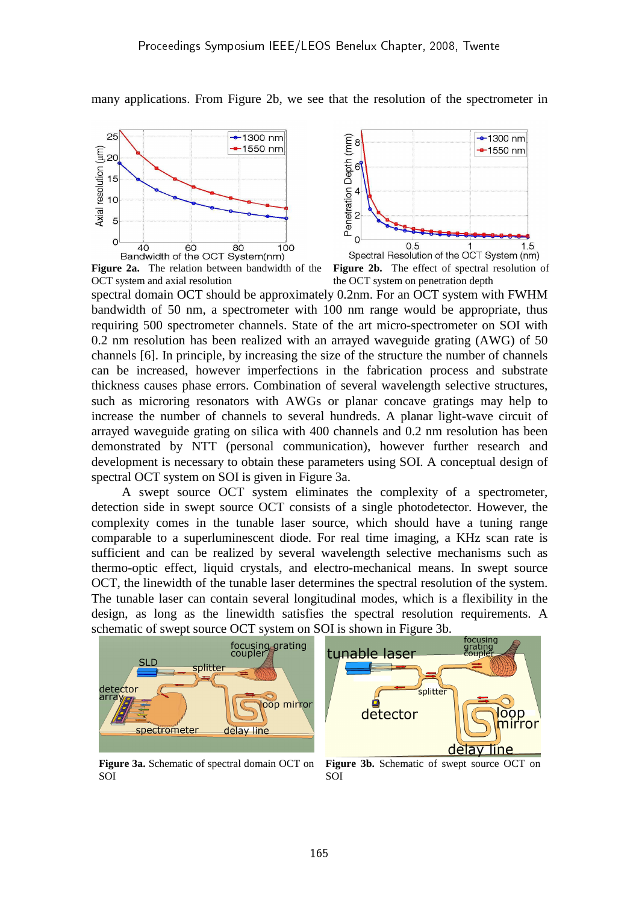many applications. From Figure 2b, we see that the resolution of the spectrometer in

**Figure 2a.** The relation between bandwidth of the OCT system and axial resolution

**Figure 2b.** The effect of spectral resolution of the OCT system on penetration depth

spectral domain OCT should be approximately 0.2nm. For an OCT system with FWHM bandwidth of 50 nm, a spectrometer with 100 nm range would be appropriate, thus requiring 500 spectrometer channels. State of the art micro-spectrometer on SOI with 0.2 nm resolution has been realized with an arrayed waveguide grating (AWG) of 50 channels [6]. In principle, by increasing the size of the structure the number of channels can be increased, however imperfections in the fabrication process and substrate thickness causes phase errors. Combination of several wavelength selective structures, such as microring resonators with AWGs or planar concave gratings may help to increase the number of channels to several hundreds. A planar light-wave circuit of arrayed waveguide grating on silica with 400 channels and 0.2 nm resolution has been demonstrated by NTT (personal communication), however further research and development is necessary to obtain these parameters using SOI. A conceptual design of spectral OCT system on SOI is given in Figure 3a.

A swept source OCT system eliminates the complexity of a spectrometer, detection side in swept source OCT consists of a single photodetector. However, the complexity comes in the tunable laser source, which should have a tuning range comparable to a superluminescent diode. For real time imaging, a KHz scan rate is sufficient and can be realized by several wavelength selective mechanisms such as thermo-optic effect, liquid crystals, and electro-mechanical means. In swept source OCT, the linewidth of the tunable laser determines the spectral resolution of the system. The tunable laser can contain several longitudinal modes, which is a flexibility in the design, as long as the linewidth satisfies the spectral resolution requirements. A schematic of swept source OCT system on SOI is shown in Figure 3b.

**Figure 3a.** Schematic of spectral domain OCT on SOI

**Figure 3b.** Schematic of swept source OCT on SOI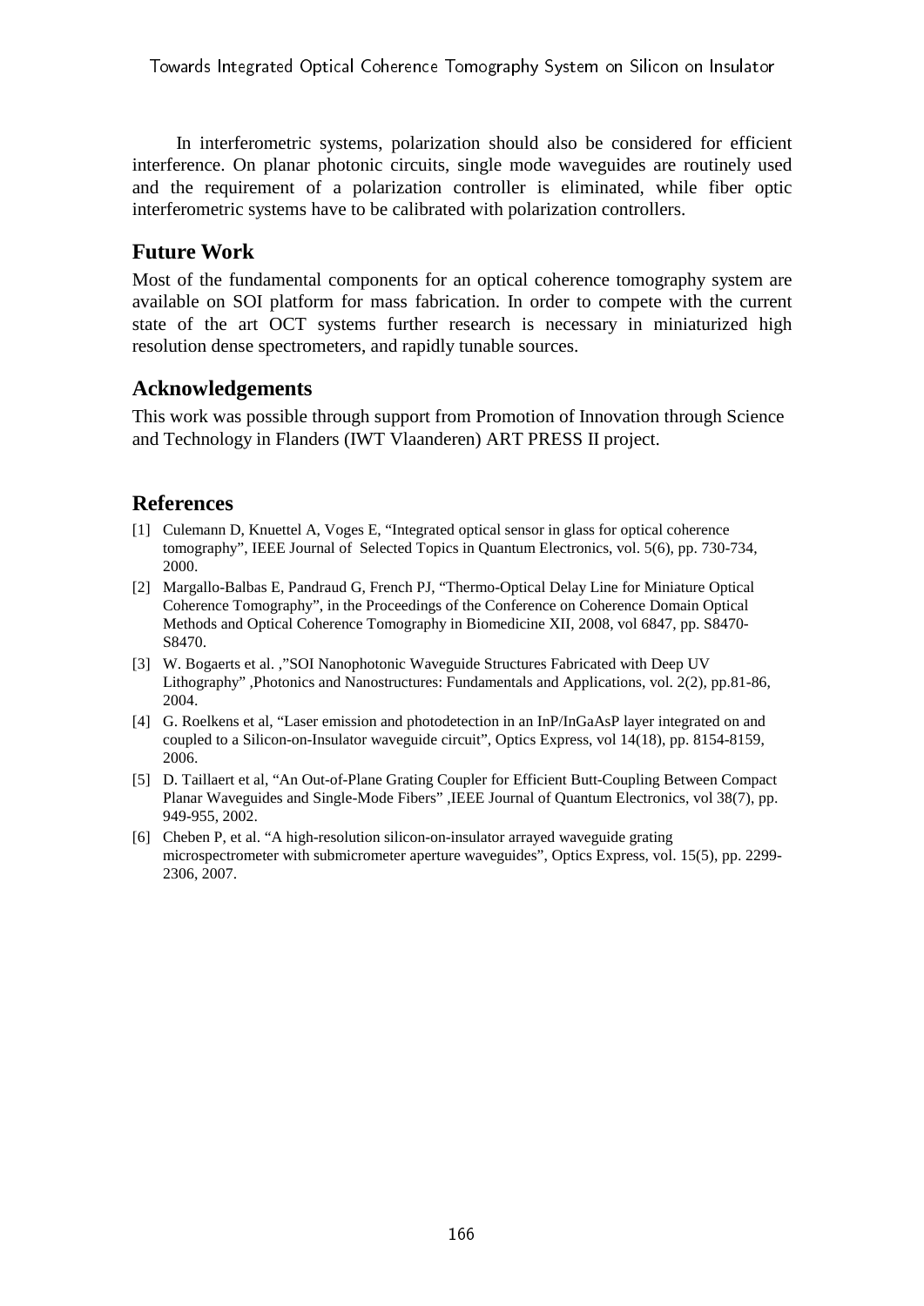In interferometric systems, polarization should also be considered for efficient interference. On planar photonic circuits, single mode waveguides are routinely used and the requirement of a polarization controller is eliminated, while fiber optic interferometric systems have to be calibrated with polarization controllers.

## Future Work

Most of the fundamental components for an optical coherence tomography system are available on SOI platform for mass fabrication. In order to compete with the current state of the art OCT systems further research is necessary in miniaturized high resolution dense spectrometers, and rapidly tunable sources.

## Acknowledgements

This work was possible through support from Promotion of Innovation through Science and Technology in Flanders (IWT Vlaanderen) ART PRESS II project.

## References

[1] Culemann D, Knuettel A, Voges E, "Integrated optical sensor in glass for optical coherence tomography", IEEE Journal of Selected Topics in Quantum Electronics, vol. 5(6), pp. 730-734, 2000.

[2] Margallo-Balbas E, Pandraud G, French PJ, "Thermo-Optical Delay Line for Miniature Optical Coherence Tomography", in the Proceedings of the Conference on Coherence Domain Optical Methods and Optical Coherence Tomography in Biomedicine XII, 2008, vol 6847, pp. S8470-S8470.

[3] W. Bogaerts et al. ,"SOI Nanophotonic Waveguide Structures Fabricated with Deep UV Lithography" ,Photonics and Nanostructures: Fundamentals and Applications, vol. 2(2), pp.81-86, 2004.

[4] G. Roelkens et al, "Laser emission and photodetection in an InP/InGaAsP layer integrated on and coupled to a Silicon-on-Insulator waveguide circuit", Optics Express, vol 14(18), pp. 8154-8159, 2006.

[5] D. Taillaert et al, "An Out-of-Plane Grating Coupler for Efficient Butt-Coupling Between Compact Planar Waveguides and Single-Mode Fibers" ,IEEE Journal of Quantum Electronics, vol 38(7), pp. 949-955, 2002.

[6] Cheben P, et al. "A high-resolution silicon-on-insulator arrayed waveguide grating microspectrometer with submicrometer aperture waveguides", Optics Express, vol. 15(5), pp. 2299-2306, 2007.